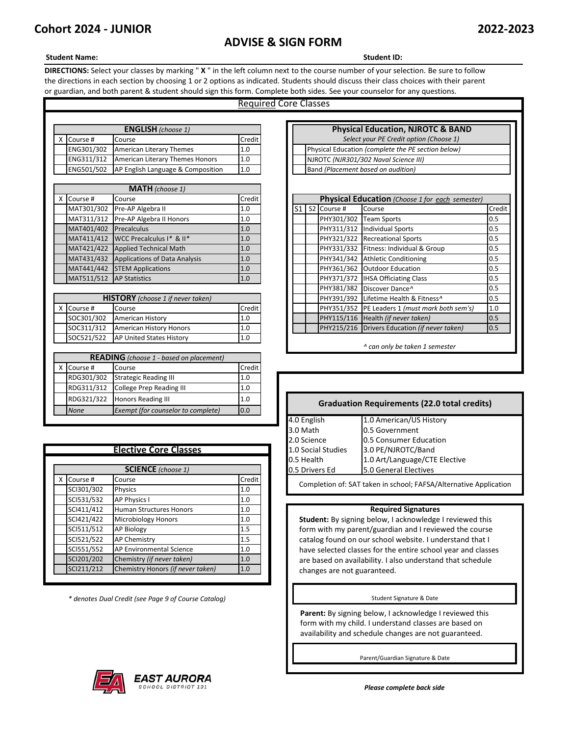# Cohort 2024 - JUNIOR

**2022-2023**

## ADVISE & SIGN FORM

**Student Name:** 

**Student ID:** 

**DIRECTIONS:** Select your classes by marking " **X** " in the left column next to the course number of your selection. Be sure to follow the directions in each section by choosing 1 or 2 options as indicated. Students should discuss their class choices with their parent or guardian, and both parent & student should sign this form. Complete both sides. See your counselor for any questions.

### Required Core Classes

**ENGLISH** *(choose 1)*

| X | Course # | Course | Credit |
|---|---|---|---|
| | ENG301/302 | American Literary Themes | 1.0 |
| | ENG311/312 | American Literary Themes Honors | 1.0 |
| | ENG501/502 | AP English Language & Composition | 1.0 |

**MATH** *(choose 1)*

| X | Course # | Course | Credit |
|---|---|---|---|
| | MAT301/302 | Pre-AP Algebra II | 1.0 |
| | MAT311/312 | Pre-AP Algebra II Honors | 1.0 |
| | MAT401/402 | Precalculus | 1.0 |
| | MAT411/412 | WCC Precalculus I* & II* | 1.0 |
| | MAT421/422 | Applied Technical Math | 1.0 |
| | MAT431/432 | Applications of Data Analysis | 1.0 |
| | MAT441/442 | STEM Applications | 1.0 |
| | MAT511/512 | AP Statistics | 1.0 |

**HISTORY** *(choose 1 if never taken)*

| X | Course # | Course | Credit |
|---|---|---|---|
| | SOC301/302 | American History | 1.0 |
| | SOC311/312 | American History Honors | 1.0 |
| | SOC521/522 | AP United States History | 1.0 |

**READING** *(choose 1 - based on placement)*

| X | Course # | Course | Credit |
|---|---|---|---|
| | RDG301/302 | Strategic Reading III | 1.0 |
| | RDG311/312 | College Prep Reading III | 1.0 |
| | RDG321/322 | Honors Reading III | 1.0 |
| | *None* | *Exempt (for counselor to complete)* | 0.0 |

**Physical Education, NJROTC & BAND**

*Select your PE Credit option (Choose 1)*

| | Option |
|---|---|
| | Physical Education *(complete the PE section below)* |
| | NJROTC *(NJR301/302 Naval Science III)* |
| | Band *(Placement based on audition)* |

**Physical Education** *(Choose 1 for each semester)*

| S1 | S2 | Course # | Course | Credit |
|---|---|---|---|---|
| | | PHY301/302 | Team Sports | 0.5 |
| | | PHY311/312 | Individual Sports | 0.5 |
| | | PHY321/322 | Recreational Sports | 0.5 |
| | | PHY331/332 | Fitness: Individual & Group | 0.5 |
| | | PHY341/342 | Athletic Conditioning | 0.5 |
| | | PHY361/362 | Outdoor Education | 0.5 |
| | | PHY371/372 | IHSA Officiating Class | 0.5 |
| | | PHY381/382 | Discover Dance^ | 0.5 |
| | | PHY391/392 | Lifetime Health & Fitness^ | 0.5 |
| | | PHY351/352 | PE Leaders 1 *(must mark both sem's)* | 1.0 |
| | | PHY115/116 | Health *(if never taken)* | 0.5 |
| | | PHY215/216 | Drivers Education *(if never taken)* | 0.5 |

*^ can only be taken 1 semester*

### Elective Core Classes

**SCIENCE** *(choose 1)*

| X | Course # | Course | Credit |
|---|---|---|---|
| | SCI301/302 | Physics | 1.0 |
| | SCI531/532 | AP Physics I | 1.0 |
| | SCI411/412 | Human Structures Honors | 1.0 |
| | SCI421/422 | Microbiology Honors | 1.0 |
| | SCI511/512 | AP Biology | 1.5 |
| | SCI521/522 | AP Chemistry | 1.5 |
| | SCI551/552 | AP Environmental Science | 1.0 |
| | SCI201/202 | Chemistry *(if never taken)* | 1.0 |
| | SCI211/212 | Chemistry Honors *(if never taken)* | 1.0 |

*\* denotes Dual Credit (see Page 9 of Course Catalog)*

**Graduation Requirements (22.0 total credits)**

| | |
|---|---|
| 4.0 English | 1.0 American/US History |
| 3.0 Math | 0.5 Government |
| 2.0 Science | 0.5 Consumer Education |
| 1.0 Social Studies | 3.0 PE/NJROTC/Band |
| 0.5 Health | 1.0 Art/Language/CTE Elective |
| 0.5 Drivers Ed | 5.0 General Electives |

Completion of: SAT taken in school; FAFSA/Alternative Application

**Required Signatures**

**Student:** By signing below, I acknowledge I reviewed this form with my parent/guardian and I reviewed the course catalog found on our school website. I understand that I have selected classes for the entire school year and classes are based on availability. I also understand that schedule changes are not guaranteed.

Student Signature & Date

**Parent:** By signing below, I acknowledge I reviewed this form with my child. I understand classes are based on availability and schedule changes are not guaranteed.

Parent/Guardian Signature & Date

EAST AURORA SCHOOL DISTRICT 131

***Please complete back side***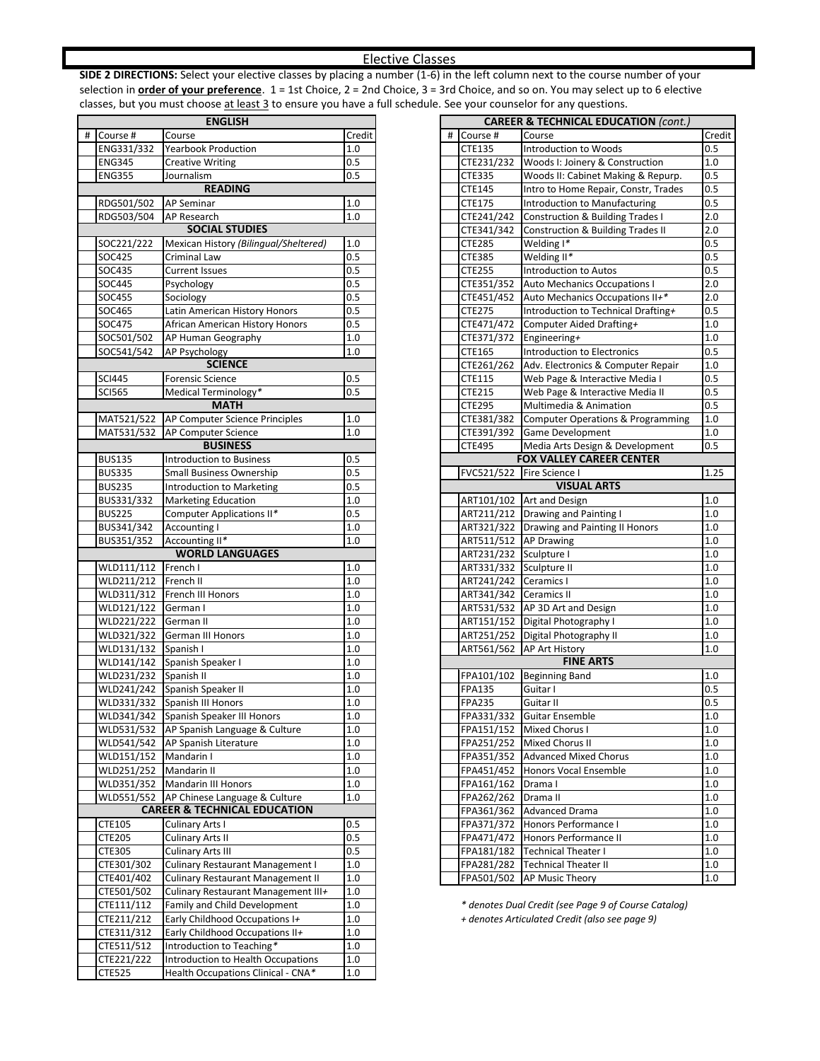# Elective Classes

**SIDE 2 DIRECTIONS:** Select your elective classes by placing a number (1-6) in the left column next to the course number of your selection in **order of your preference**. 1 = 1st Choice, 2 = 2nd Choice, 3 = 3rd Choice, and so on. You may select up to 6 elective classes, but you must choose at least 3 to ensure you have a full schedule. See your counselor for any questions.

| # | Course # | Course | Credit |
|---|---|---|---|
| | | **ENGLISH** | |
| | ENG331/332 | Yearbook Production | 1.0 |
| | ENG345 | Creative Writing | 0.5 |
| | ENG355 | Journalism | 0.5 |
| | | **READING** | |
| | RDG501/502 | AP Seminar | 1.0 |
| | RDG503/504 | AP Research | 1.0 |
| | | **SOCIAL STUDIES** | |
| | SOC221/222 | Mexican History *(Bilingual/Sheltered)* | 1.0 |
| | SOC425 | Criminal Law | 0.5 |
| | SOC435 | Current Issues | 0.5 |
| | SOC445 | Psychology | 0.5 |
| | SOC455 | Sociology | 0.5 |
| | SOC465 | Latin American History Honors | 0.5 |
| | SOC475 | African American History Honors | 0.5 |
| | SOC501/502 | AP Human Geography | 1.0 |
| | SOC541/542 | AP Psychology | 1.0 |
| | | **SCIENCE** | |
| | SCI445 | Forensic Science | 0.5 |
| | SCI565 | Medical Terminology* | 0.5 |
| | | **MATH** | |
| | MAT521/522 | AP Computer Science Principles | 1.0 |
| | MAT531/532 | AP Computer Science | 1.0 |
| | | **BUSINESS** | |
| | BUS135 | Introduction to Business | 0.5 |
| | BUS335 | Small Business Ownership | 0.5 |
| | BUS235 | Introduction to Marketing | 0.5 |
| | BUS331/332 | Marketing Education | 1.0 |
| | BUS225 | Computer Applications II* | 0.5 |
| | BUS341/342 | Accounting I | 1.0 |
| | BUS351/352 | Accounting II* | 1.0 |
| | | **WORLD LANGUAGES** | |
| | WLD111/112 | French I | 1.0 |
| | WLD211/212 | French II | 1.0 |
| | WLD311/312 | French III Honors | 1.0 |
| | WLD121/122 | German I | 1.0 |
| | WLD221/222 | German II | 1.0 |
| | WLD321/322 | German III Honors | 1.0 |
| | WLD131/132 | Spanish I | 1.0 |
| | WLD141/142 | Spanish Speaker I | 1.0 |
| | WLD231/232 | Spanish II | 1.0 |
| | WLD241/242 | Spanish Speaker II | 1.0 |
| | WLD331/332 | Spanish III Honors | 1.0 |
| | WLD341/342 | Spanish Speaker III Honors | 1.0 |
| | WLD531/532 | AP Spanish Language & Culture | 1.0 |
| | WLD541/542 | AP Spanish Literature | 1.0 |
| | WLD151/152 | Mandarin I | 1.0 |
| | WLD251/252 | Mandarin II | 1.0 |
| | WLD351/352 | Mandarin III Honors | 1.0 |
| | WLD551/552 | AP Chinese Language & Culture | 1.0 |
| | | **CAREER & TECHNICAL EDUCATION** | |
| | CTE105 | Culinary Arts I | 0.5 |
| | CTE205 | Culinary Arts II | 0.5 |
| | CTE305 | Culinary Arts III | 0.5 |
| | CTE301/302 | Culinary Restaurant Management I | 1.0 |
| | CTE401/402 | Culinary Restaurant Management II | 1.0 |
| | CTE501/502 | Culinary Restaurant Management III+ | 1.0 |
| | CTE111/112 | Family and Child Development | 1.0 |
| | CTE211/212 | Early Childhood Occupations I+ | 1.0 |
| | CTE311/312 | Early Childhood Occupations II+ | 1.0 |
| | CTE511/512 | Introduction to Teaching* | 1.0 |
| | CTE221/222 | Introduction to Health Occupations | 1.0 |
| | CTE525 | Health Occupations Clinical - CNA* | 1.0 |

| # | Course # | Course | Credit |
|---|---|---|---|
| | | **CAREER & TECHNICAL EDUCATION** *(cont.)* | |
| | CTE135 | Introduction to Woods | 0.5 |
| | CTE231/232 | Woods I: Joinery & Construction | 1.0 |
| | CTE335 | Woods II: Cabinet Making & Repurp. | 0.5 |
| | CTE145 | Intro to Home Repair, Constr, Trades | 0.5 |
| | CTE175 | Introduction to Manufacturing | 0.5 |
| | CTE241/242 | Construction & Building Trades I | 2.0 |
| | CTE341/342 | Construction & Building Trades II | 2.0 |
| | CTE285 | Welding I* | 0.5 |
| | CTE385 | Welding II* | 0.5 |
| | CTE255 | Introduction to Autos | 0.5 |
| | CTE351/352 | Auto Mechanics Occupations I | 2.0 |
| | CTE451/452 | Auto Mechanics Occupations II+* | 2.0 |
| | CTE275 | Introduction to Technical Drafting+ | 0.5 |
| | CTE471/472 | Computer Aided Drafting+ | 1.0 |
| | CTE371/372 | Engineering+ | 1.0 |
| | CTE165 | Introduction to Electronics | 0.5 |
| | CTE261/262 | Adv. Electronics & Computer Repair | 1.0 |
| | CTE115 | Web Page & Interactive Media I | 0.5 |
| | CTE215 | Web Page & Interactive Media II | 0.5 |
| | CTE295 | Multimedia & Animation | 0.5 |
| | CTE381/382 | Computer Operations & Programming | 1.0 |
| | CTE391/392 | Game Development | 1.0 |
| | CTE495 | Media Arts Design & Development | 0.5 |
| | | **FOX VALLEY CAREER CENTER** | |
| | FVC521/522 | Fire Science I | 1.25 |
| | | **VISUAL ARTS** | |
| | ART101/102 | Art and Design | 1.0 |
| | ART211/212 | Drawing and Painting I | 1.0 |
| | ART321/322 | Drawing and Painting II Honors | 1.0 |
| | ART511/512 | AP Drawing | 1.0 |
| | ART231/232 | Sculpture I | 1.0 |
| | ART331/332 | Sculpture II | 1.0 |
| | ART241/242 | Ceramics I | 1.0 |
| | ART341/342 | Ceramics II | 1.0 |
| | ART531/532 | AP 3D Art and Design | 1.0 |
| | ART151/152 | Digital Photography I | 1.0 |
| | ART251/252 | Digital Photography II | 1.0 |
| | ART561/562 | AP Art History | 1.0 |
| | | **FINE ARTS** | |
| | FPA101/102 | Beginning Band | 1.0 |
| | FPA135 | Guitar I | 0.5 |
| | FPA235 | Guitar II | 0.5 |
| | FPA331/332 | Guitar Ensemble | 1.0 |
| | FPA151/152 | Mixed Chorus I | 1.0 |
| | FPA251/252 | Mixed Chorus II | 1.0 |
| | FPA351/352 | Advanced Mixed Chorus | 1.0 |
| | FPA451/452 | Honors Vocal Ensemble | 1.0 |
| | FPA161/162 | Drama I | 1.0 |
| | FPA262/262 | Drama II | 1.0 |
| | FPA361/362 | Advanced Drama | 1.0 |
| | FPA371/372 | Honors Performance I | 1.0 |
| | FPA471/472 | Honors Performance II | 1.0 |
| | FPA181/182 | Technical Theater I | 1.0 |
| | FPA281/282 | Technical Theater II | 1.0 |
| | FPA501/502 | AP Music Theory | 1.0 |

*\* denotes Dual Credit (see Page 9 of Course Catalog)*

*+ denotes Articulated Credit (also see page 9)*